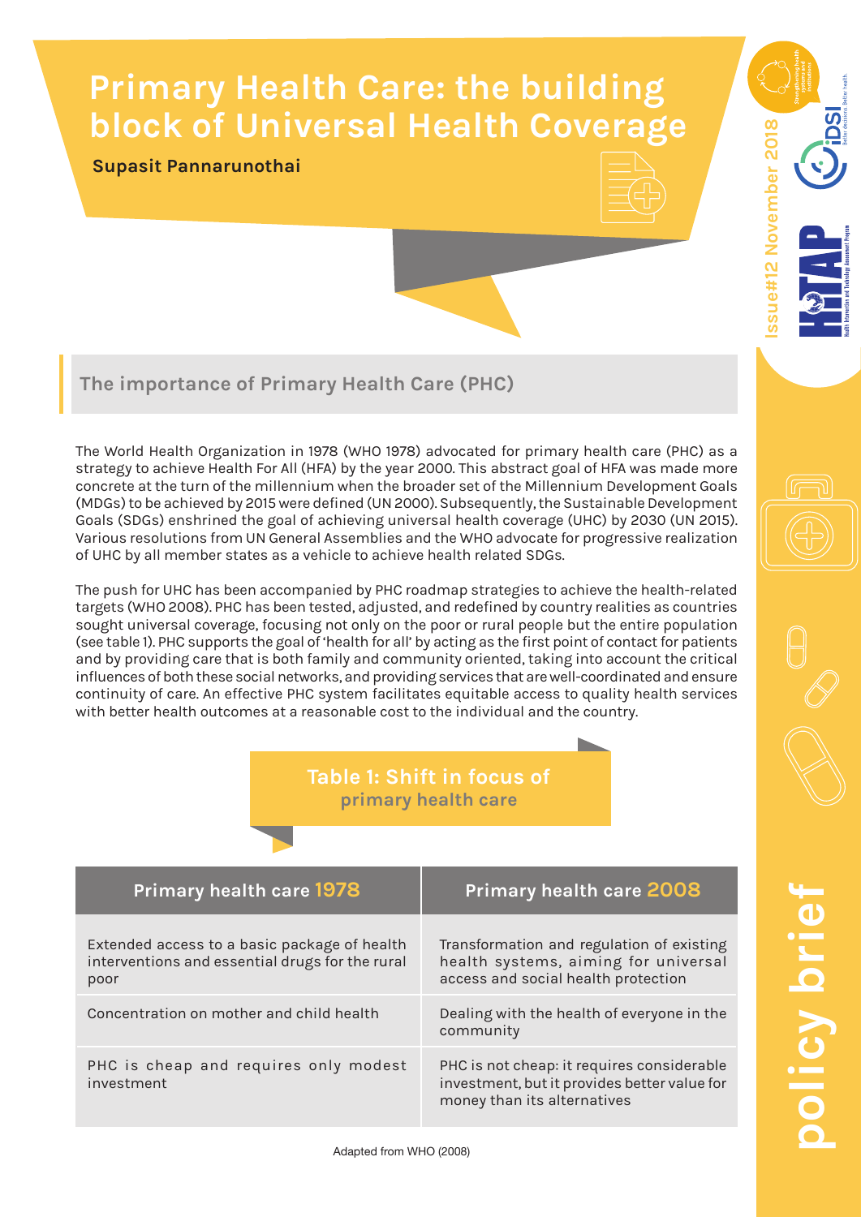# Primary Health Care: the building block of Universal Health Coverage

**Supasit Pannarunothai**

## The importance of Primary Health Care (PHC)

The World Health Organization in 1978 (WHO 1978) advocated for primary health care (PHC) as a strategy to achieve Health For All (HFA) by the year 2000. This abstract goal of HFA was made more concrete at the turn of the millennium when the broader set of the Millennium Development Goals (MDGs) to be achieved by 2015 were defined (UN 2000). Subsequently, the Sustainable Development Goals (SDGs) enshrined the goal of achieving universal health coverage (UHC) by 2030 (UN 2015). Various resolutions from UN General Assemblies and the WHO advocate for progressive realization of UHC by all member states as a vehicle to achieve health related SDGs.

The push for UHC has been accompanied by PHC roadmap strategies to achieve the health-related targets (WHO 2008). PHC has been tested, adjusted, and redefined by country realities as countries sought universal coverage, focusing not only on the poor or rural people but the entire population (see table 1). PHC supports the goal of 'health for all' by acting as the first point of contact for patients and by providing care that is both family and community oriented, taking into account the critical influences of both these social networks, and providing services that are well-coordinated and ensure continuity of care. An effective PHC system facilitates equitable access to quality health services with better health outcomes at a reasonable cost to the individual and the country.

**Table 1: Shift in focus of primary health care**

| Primary health care 1978 | Primary health care 2008 |
|---|---|
| Extended access to a basic package of health interventions and essential drugs for the rural poor | Transformation and regulation of existing health systems, aiming for universal access and social health protection |
| Concentration on mother and child health | Dealing with the health of everyone in the community |
| PHC is cheap and requires only modest investment | PHC is not cheap: it requires considerable investment, but it provides better value for money than its alternatives |

Adapted from WHO (2008)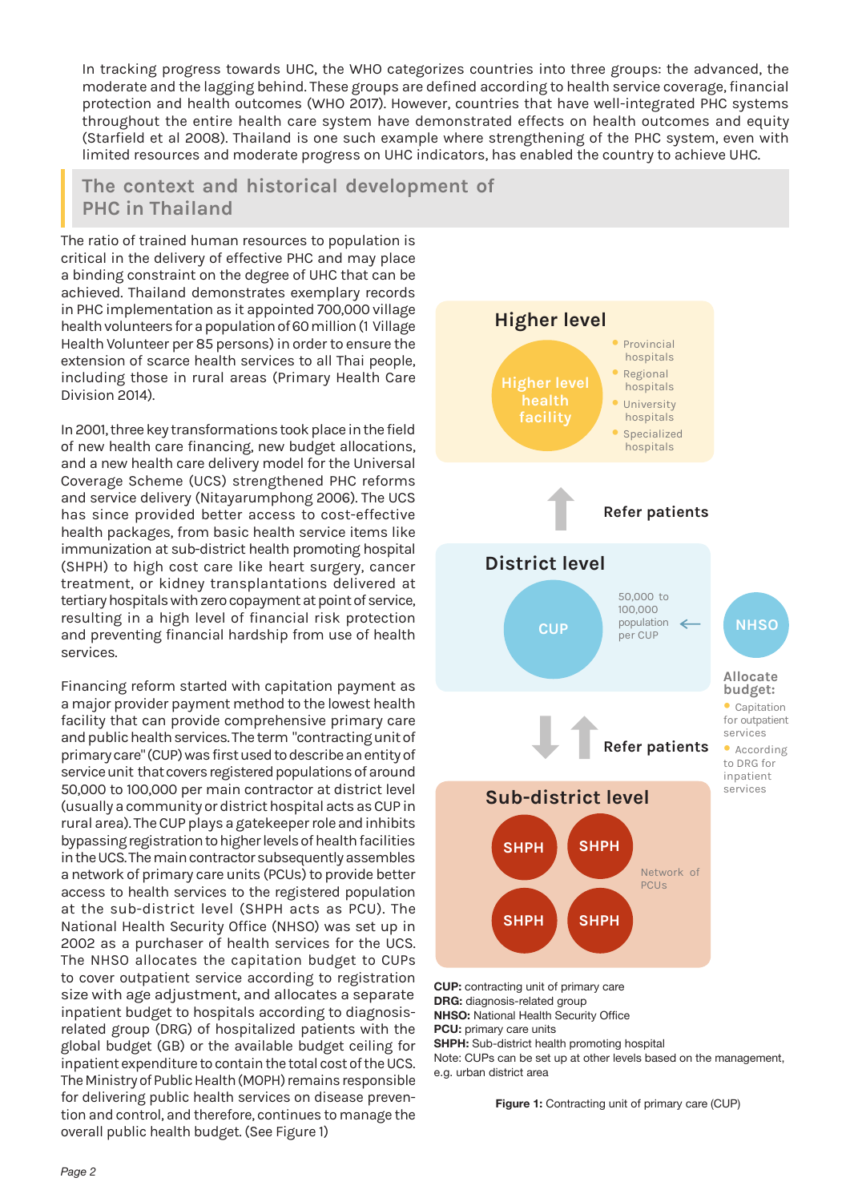In tracking progress towards UHC, the WHO categorizes countries into three groups: the advanced, the moderate and the lagging behind. These groups are defined according to health service coverage, financial protection and health outcomes (WHO 2017). However, countries that have well-integrated PHC systems throughout the entire health care system have demonstrated effects on health outcomes and equity (Starfield et al 2008). Thailand is one such example where strengthening of the PHC system, even with limited resources and moderate progress on UHC indicators, has enabled the country to achieve UHC.

## The context and historical development of PHC in Thailand

The ratio of trained human resources to population is critical in the delivery of effective PHC and may place a binding constraint on the degree of UHC that can be achieved. Thailand demonstrates exemplary records in PHC implementation as it appointed 700,000 village health volunteers for a population of 60 million (1 Village Health Volunteer per 85 persons) in order to ensure the extension of scarce health services to all Thai people, including those in rural areas (Primary Health Care Division 2014).

In 2001, three key transformations took place in the field of new health care financing, new budget allocations, and a new health care delivery model for the Universal Coverage Scheme (UCS) strengthened PHC reforms and service delivery (Nitayarumphong 2006). The UCS has since provided better access to cost-effective health packages, from basic health service items like immunization at sub-district health promoting hospital (SHPH) to high cost care like heart surgery, cancer treatment, or kidney transplantations delivered at tertiary hospitals with zero copayment at point of service, resulting in a high level of financial risk protection and preventing financial hardship from use of health services.

Financing reform started with capitation payment as a major provider payment method to the lowest health facility that can provide comprehensive primary care and public health services. The term "contracting unit of primary care" (CUP) was first used to describe an entity of service unit that covers registered populations of around 50,000 to 100,000 per main contractor at district level (usually a community or district hospital acts as CUP in rural area). The CUP plays a gatekeeper role and inhibits bypassing registration to higher levels of health facilities in the UCS. The main contractor subsequently assembles a network of primary care units (PCUs) to provide better access to health services to the registered population at the sub-district level (SHPH acts as PCU). The National Health Security Office (NHSO) was set up in 2002 as a purchaser of health services for the UCS. The NHSO allocates the capitation budget to CUPs to cover outpatient service according to registration size with age adjustment, and allocates a separate inpatient budget to hospitals according to diagnosis-related group (DRG) of hospitalized patients with the global budget (GB) or the available budget ceiling for inpatient expenditure to contain the total cost of the UCS. The Ministry of Public Health (MOPH) remains responsible for delivering public health services on disease prevention and control, and therefore, continues to manage the overall public health budget. (See Figure 1)

**Higher level**

Higher level health facility

- Provincial hospitals
- Regional hospitals
- University hospitals
- Specialized hospitals

Refer patients

**District level**

CUP — 50,000 to 100,000 population per CUP

NHSO

**Allocate budget:**

- Capitation for outpatient services
- According to DRG for inpatient services

Refer patients

**Sub-district level**

SHPH SHPH SHPH SHPH — Network of PCUs

**CUP:** contracting unit of primary care
**DRG:** diagnosis-related group
**NHSO:** National Health Security Office
**PCU:** primary care units
**SHPH:** Sub-district health promoting hospital
Note: CUPs can be set up at other levels based on the management, e.g. urban district area

**Figure 1:** Contracting unit of primary care (CUP)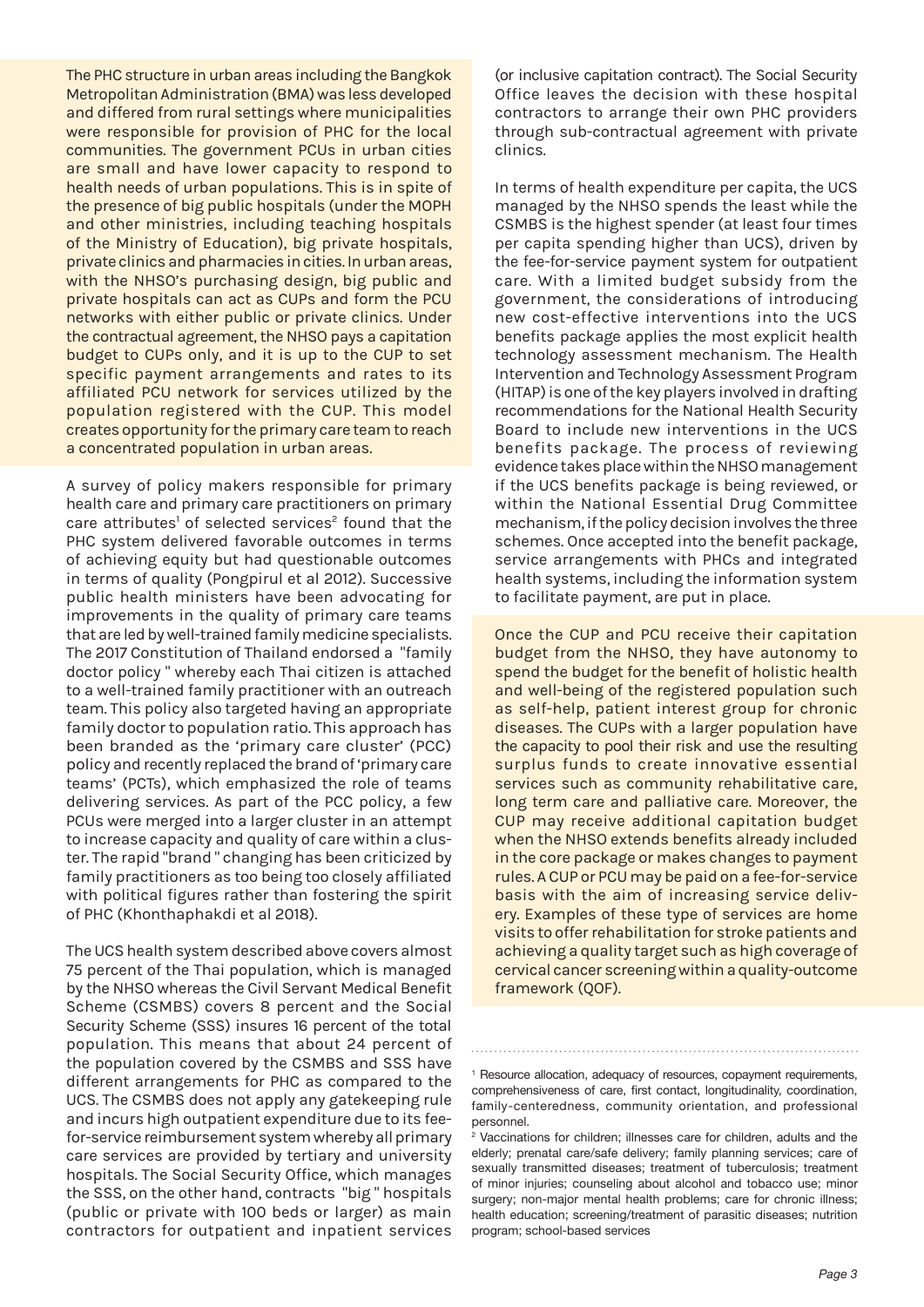The PHC structure in urban areas including the Bangkok Metropolitan Administration (BMA) was less developed and differed from rural settings where municipalities were responsible for provision of PHC for the local communities. The government PCUs in urban cities are small and have lower capacity to respond to health needs of urban populations. This is in spite of the presence of big public hospitals (under the MOPH and other ministries, including teaching hospitals of the Ministry of Education), big private hospitals, private clinics and pharmacies in cities. In urban areas, with the NHSO's purchasing design, big public and private hospitals can act as CUPs and form the PCU networks with either public or private clinics. Under the contractual agreement, the NHSO pays a capitation budget to CUPs only, and it is up to the CUP to set specific payment arrangements and rates to its affiliated PCU network for services utilized by the population registered with the CUP. This model creates opportunity for the primary care team to reach a concentrated population in urban areas.

A survey of policy makers responsible for primary health care and primary care practitioners on primary care attributes[1] of selected services[2] found that the PHC system delivered favorable outcomes in terms of achieving equity but had questionable outcomes in terms of quality (Pongpirul et al 2012). Successive public health ministers have been advocating for improvements in the quality of primary care teams that are led by well-trained family medicine specialists. The 2017 Constitution of Thailand endorsed a "family doctor policy" whereby each Thai citizen is attached to a well-trained family practitioner with an outreach team. This policy also targeted having an appropriate family doctor to population ratio. This approach has been branded as the 'primary care cluster' (PCC) policy and recently replaced the brand of 'primary care teams' (PCTs), which emphasized the role of teams delivering services. As part of the PCC policy, a few PCUs were merged into a larger cluster in an attempt to increase capacity and quality of care within a cluster. The rapid "brand" changing has been criticized by family practitioners as too being too closely affiliated with political figures rather than fostering the spirit of PHC (Khonthaphakdi et al 2018).

The UCS health system described above covers almost 75 percent of the Thai population, which is managed by the NHSO whereas the Civil Servant Medical Benefit Scheme (CSMBS) covers 8 percent and the Social Security Scheme (SSS) insures 16 percent of the total population. This means that about 24 percent of the population covered by the CSMBS and SSS have different arrangements for PHC as compared to the UCS. The CSMBS does not apply any gatekeeping rule and incurs high outpatient expenditure due to its fee-for-service reimbursement system whereby all primary care services are provided by tertiary and university hospitals. The Social Security Office, which manages the SSS, on the other hand, contracts "big" hospitals (public or private with 100 beds or larger) as main contractors for outpatient and inpatient services (or inclusive capitation contract). The Social Security Office leaves the decision with these hospital contractors to arrange their own PHC providers through sub-contractual agreement with private clinics.

In terms of health expenditure per capita, the UCS managed by the NHSO spends the least while the CSMBS is the highest spender (at least four times per capita spending higher than UCS), driven by the fee-for-service payment system for outpatient care. With a limited budget subsidy from the government, the considerations of introducing new cost-effective interventions into the UCS benefits package applies the most explicit health technology assessment mechanism. The Health Intervention and Technology Assessment Program (HITAP) is one of the key players involved in drafting recommendations for the National Health Security Board to include new interventions in the UCS benefits package. The process of reviewing evidence takes place within the NHSO management if the UCS benefits package is being reviewed, or within the National Essential Drug Committee mechanism, if the policy decision involves the three schemes. Once accepted into the benefit package, service arrangements with PHCs and integrated health systems, including the information system to facilitate payment, are put in place.

Once the CUP and PCU receive their capitation budget from the NHSO, they have autonomy to spend the budget for the benefit of holistic health and well-being of the registered population such as self-help, patient interest group for chronic diseases. The CUPs with a larger population have the capacity to pool their risk and use the resulting surplus funds to create innovative essential services such as community rehabilitative care, long term care and palliative care. Moreover, the CUP may receive additional capitation budget when the NHSO extends benefits already included in the core package or makes changes to payment rules. A CUP or PCU may be paid on a fee-for-service basis with the aim of increasing service delivery. Examples of these type of services are home visits to offer rehabilitation for stroke patients and achieving a quality target such as high coverage of cervical cancer screening within a quality-outcome framework (QOF).

---

[1] Resource allocation, adequacy of resources, copayment requirements, comprehensiveness of care, first contact, longitudinality, coordination, family-centeredness, community orientation, and professional personnel.

[2] Vaccinations for children; illnesses care for children, adults and the elderly; prenatal care/safe delivery; family planning services; care of sexually transmitted diseases; treatment of tuberculosis; treatment of minor injuries; counseling about alcohol and tobacco use; minor surgery; non-major mental health problems; care for chronic illness; health education; screening/treatment of parasitic diseases; nutrition program; school-based services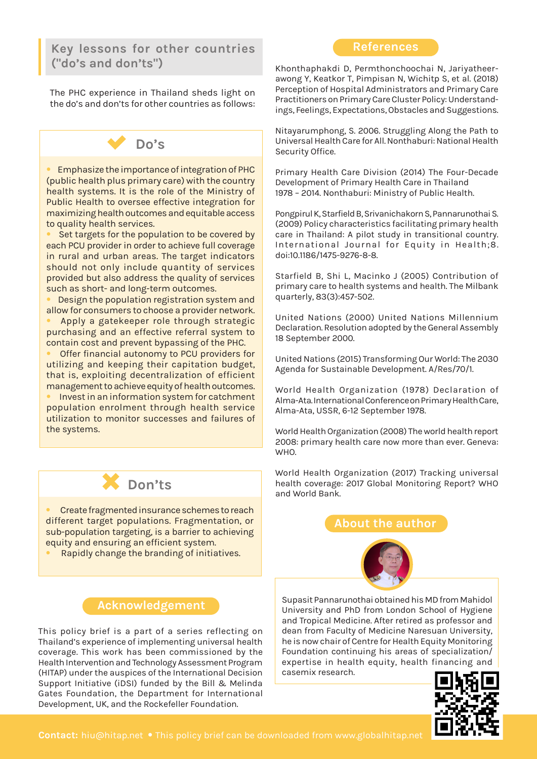## Key lessons for other countries ("do's and don'ts")

The PHC experience in Thailand sheds light on the do's and don'ts for other countries as follows:

### Do's

- Emphasize the importance of integration of PHC (public health plus primary care) with the country health systems. It is the role of the Ministry of Public Health to oversee effective integration for maximizing health outcomes and equitable access to quality health services.
- Set targets for the population to be covered by each PCU provider in order to achieve full coverage in rural and urban areas. The target indicators should not only include quantity of services provided but also address the quality of services such as short- and long-term outcomes.
- Design the population registration system and allow for consumers to choose a provider network.
- Apply a gatekeeper role through strategic purchasing and an effective referral system to contain cost and prevent bypassing of the PHC.
- Offer financial autonomy to PCU providers for utilizing and keeping their capitation budget, that is, exploiting decentralization of efficient management to achieve equity of health outcomes.
- Invest in an information system for catchment population enrolment through health service utilization to monitor successes and failures of the systems.

### Don'ts

- Create fragmented insurance schemes to reach different target populations. Fragmentation, or sub-population targeting, is a barrier to achieving equity and ensuring an efficient system.
- Rapidly change the branding of initiatives.

## Acknowledgement

This policy brief is a part of a series reflecting on Thailand's experience of implementing universal health coverage. This work has been commissioned by the Health Intervention and Technology Assessment Program (HITAP) under the auspices of the International Decision Support Initiative (iDSI) funded by the Bill & Melinda Gates Foundation, the Department for International Development, UK, and the Rockefeller Foundation.

## References

Khonthaphakdi D, Permthonchoochai N, Jariyatheer-awong Y, Keatkor T, Pimpisan N, Wichitp S, et al. (2018) Perception of Hospital Administrators and Primary Care Practitioners on Primary Care Cluster Policy: Understandings, Feelings, Expectations, Obstacles and Suggestions.

Nitayarumphong, S. 2006. Struggling Along the Path to Universal Health Care for All. Nonthaburi: National Health Security Office.

Primary Health Care Division (2014) The Four-Decade Development of Primary Health Care in Thailand 1978 – 2014. Nonthaburi: Ministry of Public Health.

Pongpirul K, Starfield B, Srivanichakorn S, Pannarunothai S. (2009) Policy characteristics facilitating primary health care in Thailand: A pilot study in transitional country. International Journal for Equity in Health;8. doi:10.1186/1475-9276-8-8.

Starfield B, Shi L, Macinko J (2005) Contribution of primary care to health systems and health. The Milbank quarterly, 83(3):457-502.

United Nations (2000) United Nations Millennium Declaration. Resolution adopted by the General Assembly 18 September 2000.

United Nations (2015) Transforming Our World: The 2030 Agenda for Sustainable Development. A/Res/70/1.

World Health Organization (1978) Declaration of Alma-Ata. International Conference on Primary Health Care, Alma-Ata, USSR, 6-12 September 1978.

World Health Organization (2008) The world health report 2008: primary health care now more than ever. Geneva: WHO.

World Health Organization (2017) Tracking universal health coverage: 2017 Global Monitoring Report? WHO and World Bank.

## About the author

Supasit Pannarunothai obtained his MD from Mahidol University and PhD from London School of Hygiene and Tropical Medicine. After retired as professor and dean from Faculty of Medicine Naresuan University, he is now chair of Centre for Health Equity Monitoring Foundation continuing his areas of specialization/expertise in health equity, health financing and casemix research.

**Contact:** hiu@hitap.net • This policy brief can be downloaded from www.globalhitap.net